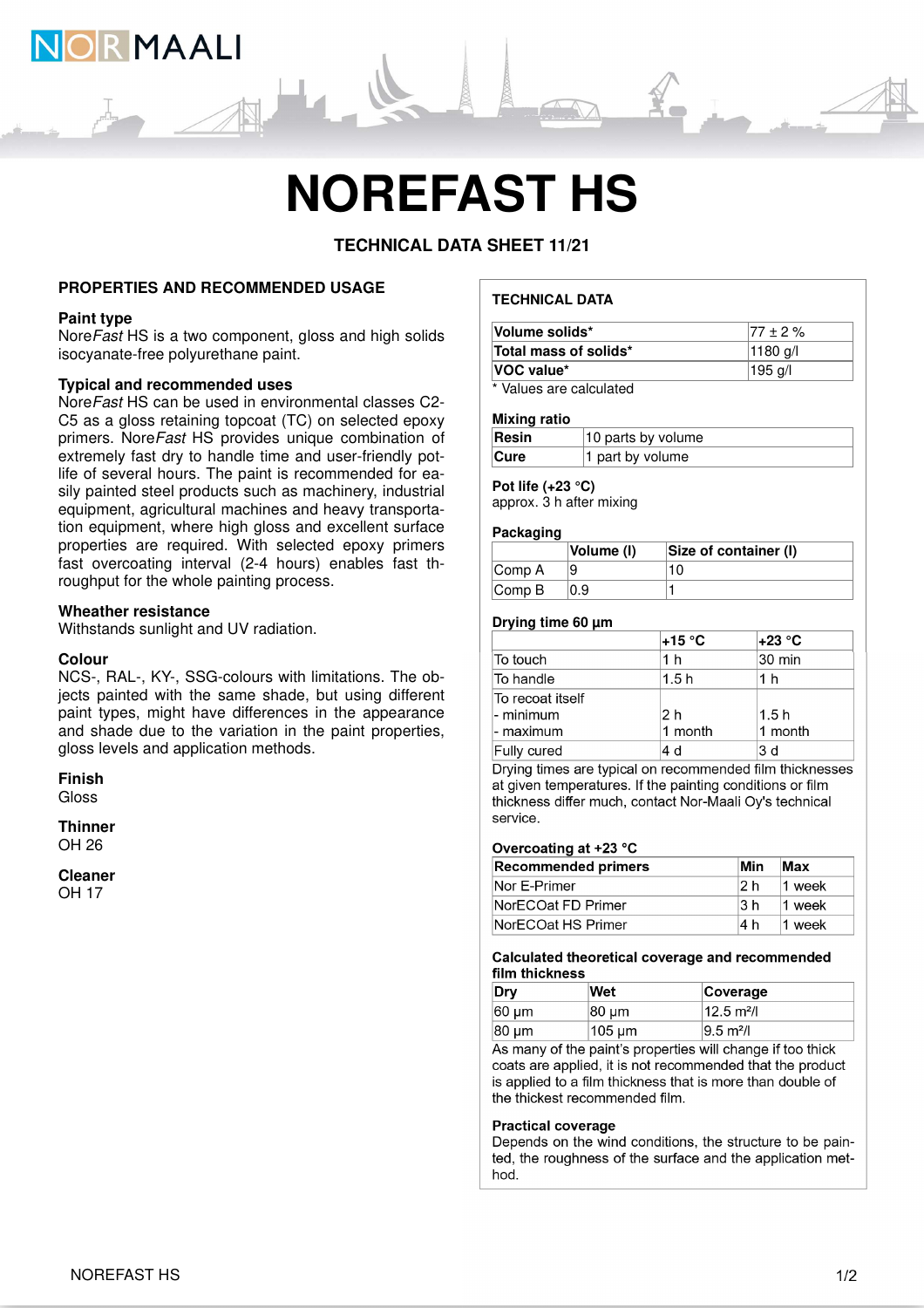# NOREFAST HS

**TECHNICAL DATA SHEET 11/21**

## PROPERTIES AND RECOMMENDED USAGE

### Paint type

Nore*Fast* HS is a two component, gloss and high solids isocyanate-free polyurethane paint.

### Typical and recommended uses

Nore*Fast* HS can be used in environmental classes C2-C5 as a gloss retaining topcoat (TC) on selected epoxy primers. Nore*Fast* HS provides unique combination of extremely fast dry to handle time and user-friendly pot-life of several hours. The paint is recommended for easily painted steel products such as machinery, industrial equipment, agricultural machines and heavy transportation equipment, where high gloss and excellent surface properties are required. With selected epoxy primers fast overcoating interval (2-4 hours) enables fast throughput for the whole painting process.

### Wheather resistance

Withstands sunlight and UV radiation.

### Colour

NCS-, RAL-, KY-, SSG-colours with limitations. The objects painted with the same shade, but using different paint types, might have differences in the appearance and shade due to the variation in the paint properties, gloss levels and application methods.

### Finish

Gloss

### Thinner

OH 26

### Cleaner

OH 17

## TECHNICAL DATA

| | |
|---|---|
| **Volume solids*** | 77 ± 2 % |
| **Total mass of solids*** | 1180 g/l |
| **VOC value*** | 195 g/l |

\* Values are calculated

### Mixing ratio

| | |
|---|---|
| **Resin** | 10 parts by volume |
| **Cure** | 1 part by volume |

### Pot life (+23 °C)

approx. 3 h after mixing

### Packaging

| | Volume (l) | Size of container (l) |
|---|---|---|
| Comp A | 9 | 10 |
| Comp B | 0.9 | 1 |

### Drying time 60 µm

| | +15 °C | +23 °C |
|---|---|---|
| To touch | 1 h | 30 min |
| To handle | 1.5 h | 1 h |
| To recoat itself<br>- minimum<br>- maximum | <br>2 h<br>1 month | <br>1.5 h<br>1 month |
| Fully cured | 4 d | 3 d |

Drying times are typical on recommended film thicknesses at given temperatures. If the painting conditions or film thickness differ much, contact Nor-Maali Oy's technical service.

### Overcoating at +23 °C

| Recommended primers | Min | Max |
|---|---|---|
| Nor E-Primer | 2 h | 1 week |
| NorECOat FD Primer | 3 h | 1 week |
| NorECOat HS Primer | 4 h | 1 week |

### Calculated theoretical coverage and recommended film thickness

| Dry | Wet | Coverage |
|---|---|---|
| 60 µm | 80 µm | 12.5 m²/l |
| 80 µm | 105 µm | 9.5 m²/l |

As many of the paint's properties will change if too thick coats are applied, it is not recommended that the product is applied to a film thickness that is more than double of the thickest recommended film.

### Practical coverage

Depends on the wind conditions, the structure to be painted, the roughness of the surface and the application method.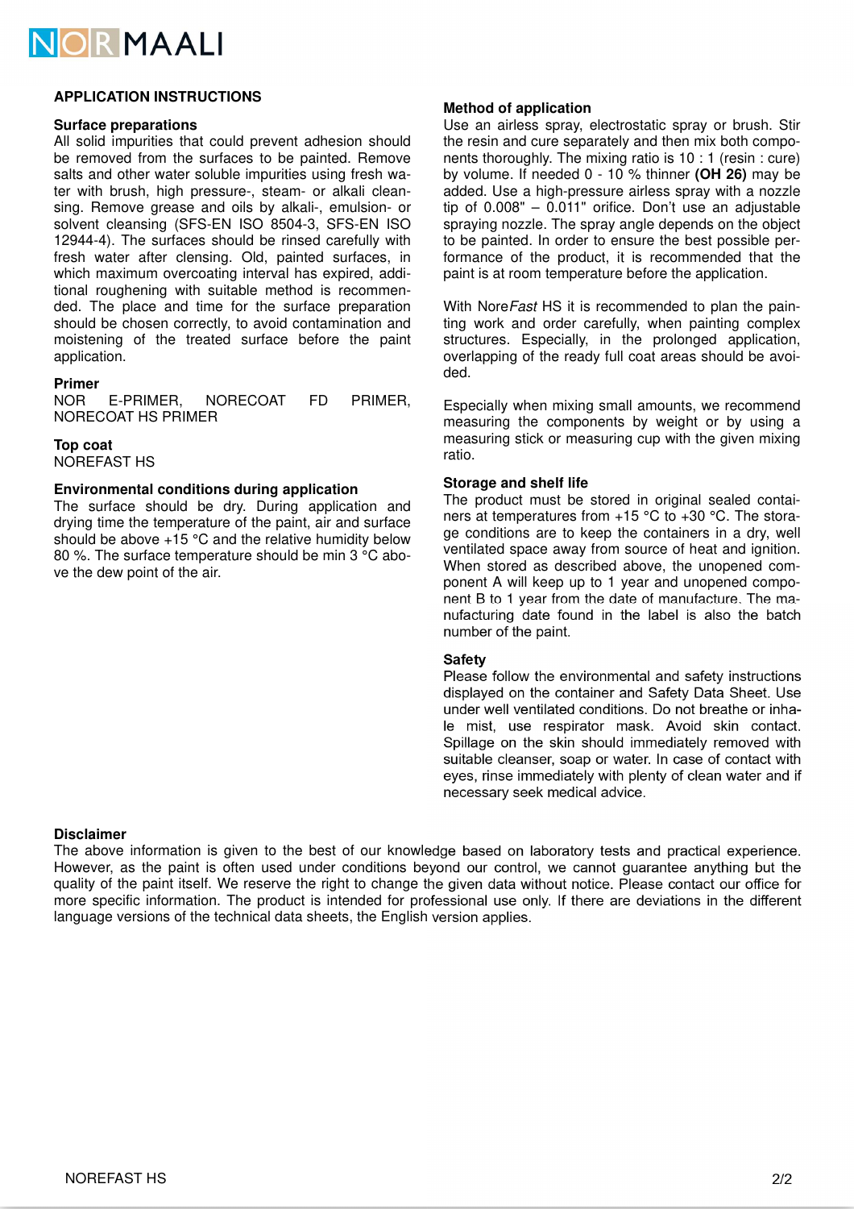## APPLICATION INSTRUCTIONS

### Surface preparations

All solid impurities that could prevent adhesion should be removed from the surfaces to be painted. Remove salts and other water soluble impurities using fresh water with brush, high pressure-, steam- or alkali cleansing. Remove grease and oils by alkali-, emulsion- or solvent cleansing (SFS-EN ISO 8504-3, SFS-EN ISO 12944-4). The surfaces should be rinsed carefully with fresh water after clensing. Old, painted surfaces, in which maximum overcoating interval has expired, additional roughening with suitable method is recommended. The place and time for the surface preparation should be chosen correctly, to avoid contamination and moistening of the treated surface before the paint application.

### Primer

NOR E-PRIMER, NORECOAT FD PRIMER, NORECOAT HS PRIMER

### Top coat

NOREFAST HS

### Environmental conditions during application

The surface should be dry. During application and drying time the temperature of the paint, air and surface should be above +15 °C and the relative humidity below 80 %. The surface temperature should be min 3 °C above the dew point of the air.

### Method of application

Use an airless spray, electrostatic spray or brush. Stir the resin and cure separately and then mix both components thoroughly. The mixing ratio is 10 : 1 (resin : cure) by volume. If needed 0 - 10 % thinner **(OH 26)** may be added. Use a high-pressure airless spray with a nozzle tip of 0.008" – 0.011" orifice. Don't use an adjustable spraying nozzle. The spray angle depends on the object to be painted. In order to ensure the best possible performance of the product, it is recommended that the paint is at room temperature before the application.

With Nore*Fast* HS it is recommended to plan the painting work and order carefully, when painting complex structures. Especially, in the prolonged application, overlapping of the ready full coat areas should be avoided.

Especially when mixing small amounts, we recommend measuring the components by weight or by using a measuring stick or measuring cup with the given mixing ratio.

### Storage and shelf life

The product must be stored in original sealed containers at temperatures from +15 °C to +30 °C. The storage conditions are to keep the containers in a dry, well ventilated space away from source of heat and ignition. When stored as described above, the unopened component A will keep up to 1 year and unopened component B to 1 year from the date of manufacture. The manufacturing date found in the label is also the batch number of the paint.

### Safety

Please follow the environmental and safety instructions displayed on the container and Safety Data Sheet. Use under well ventilated conditions. Do not breathe or inhale mist, use respirator mask. Avoid skin contact. Spillage on the skin should immediately removed with suitable cleanser, soap or water. In case of contact with eyes, rinse immediately with plenty of clean water and if necessary seek medical advice.

### Disclaimer

The above information is given to the best of our knowledge based on laboratory tests and practical experience. However, as the paint is often used under conditions beyond our control, we cannot guarantee anything but the quality of the paint itself. We reserve the right to change the given data without notice. Please contact our office for more specific information. The product is intended for professional use only. If there are deviations in the different language versions of the technical data sheets, the English version applies.